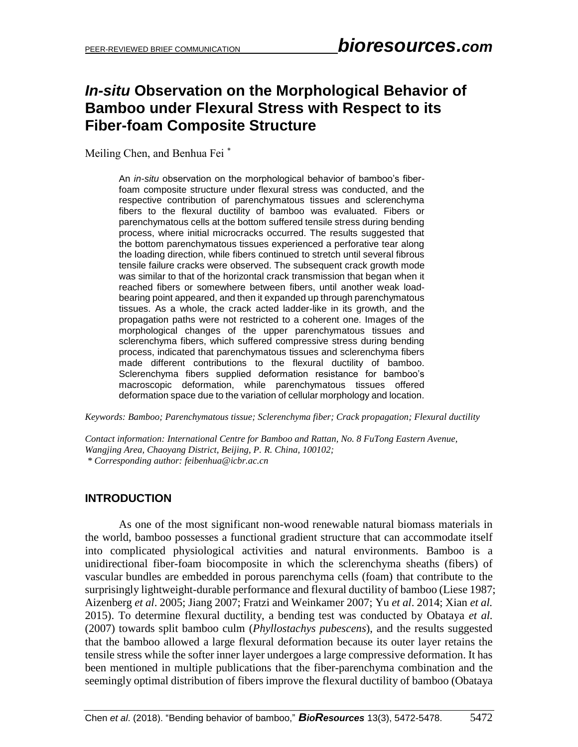PEER-REVIEWED BRIEF COMMUNICATION

# *In-situ* Observation on the Morphological Behavior of Bamboo under Flexural Stress with Respect to its Fiber-foam Composite Structure

Meiling Chen, and Benhua Fei *

> An *in-situ* observation on the morphological behavior of bamboo's fiber-foam composite structure under flexural stress was conducted, and the respective contribution of parenchymatous tissues and sclerenchyma fibers to the flexural ductility of bamboo was evaluated. Fibers or parenchymatous cells at the bottom suffered tensile stress during bending process, where initial microcracks occurred. The results suggested that the bottom parenchymatous tissues experienced a perforative tear along the loading direction, while fibers continued to stretch until several fibrous tensile failure cracks were observed. The subsequent crack growth mode was similar to that of the horizontal crack transmission that began when it reached fibers or somewhere between fibers, until another weak load-bearing point appeared, and then it expanded up through parenchymatous tissues. As a whole, the crack acted ladder-like in its growth, and the propagation paths were not restricted to a coherent one. Images of the morphological changes of the upper parenchymatous tissues and sclerenchyma fibers, which suffered compressive stress during bending process, indicated that parenchymatous tissues and sclerenchyma fibers made different contributions to the flexural ductility of bamboo. Sclerenchyma fibers supplied deformation resistance for bamboo's macroscopic deformation, while parenchymatous tissues offered deformation space due to the variation of cellular morphology and location.

*Keywords: Bamboo; Parenchymatous tissue; Sclerenchyma fiber; Crack propagation; Flexural ductility*

*Contact information: International Centre for Bamboo and Rattan, No. 8 FuTong Eastern Avenue, Wangjing Area, Chaoyang District, Beijing, P. R. China, 100102;*
*\* Corresponding author: feibenhua@icbr.ac.cn*

## INTRODUCTION

As one of the most significant non-wood renewable natural biomass materials in the world, bamboo possesses a functional gradient structure that can accommodate itself into complicated physiological activities and natural environments. Bamboo is a unidirectional fiber-foam biocomposite in which the sclerenchyma sheaths (fibers) of vascular bundles are embedded in porous parenchyma cells (foam) that contribute to the surprisingly lightweight-durable performance and flexural ductility of bamboo (Liese 1987; Aizenberg *et al*. 2005; Jiang 2007; Fratzi and Weinkamer 2007; Yu *et al*. 2014; Xian *et al.* 2015). To determine flexural ductility, a bending test was conducted by Obataya *et al.* (2007) towards split bamboo culm (*Phyllostachys pubescens*), and the results suggested that the bamboo allowed a large flexural deformation because its outer layer retains the tensile stress while the softer inner layer undergoes a large compressive deformation. It has been mentioned in multiple publications that the fiber-parenchyma combination and the seemingly optimal distribution of fibers improve the flexural ductility of bamboo (Obataya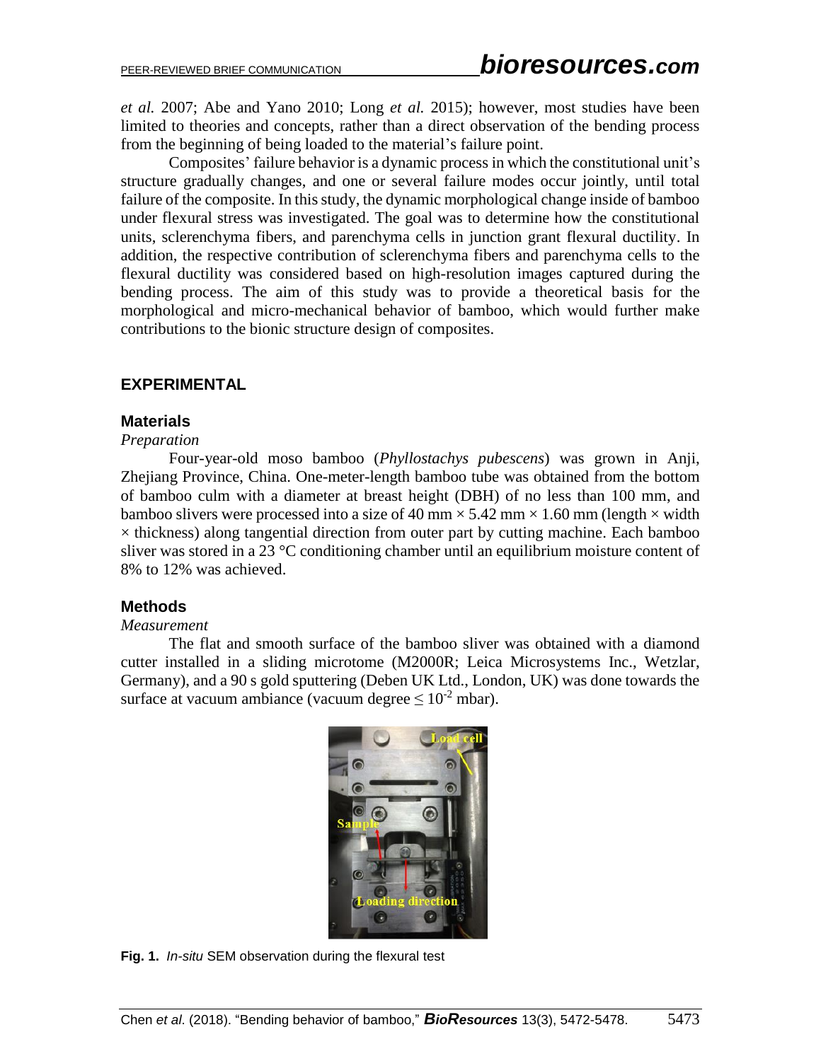*et al.* 2007; Abe and Yano 2010; Long *et al.* 2015); however, most studies have been limited to theories and concepts, rather than a direct observation of the bending process from the beginning of being loaded to the material's failure point.

Composites' failure behavior is a dynamic process in which the constitutional unit's structure gradually changes, and one or several failure modes occur jointly, until total failure of the composite. In this study, the dynamic morphological change inside of bamboo under flexural stress was investigated. The goal was to determine how the constitutional units, sclerenchyma fibers, and parenchyma cells in junction grant flexural ductility. In addition, the respective contribution of sclerenchyma fibers and parenchyma cells to the flexural ductility was considered based on high-resolution images captured during the bending process. The aim of this study was to provide a theoretical basis for the morphological and micro-mechanical behavior of bamboo, which would further make contributions to the bionic structure design of composites.

## EXPERIMENTAL

### Materials

*Preparation*

Four-year-old moso bamboo (*Phyllostachys pubescens*) was grown in Anji, Zhejiang Province, China. One-meter-length bamboo tube was obtained from the bottom of bamboo culm with a diameter at breast height (DBH) of no less than 100 mm, and bamboo slivers were processed into a size of 40 mm × 5.42 mm × 1.60 mm (length × width × thickness) along tangential direction from outer part by cutting machine. Each bamboo sliver was stored in a 23 °C conditioning chamber until an equilibrium moisture content of 8% to 12% was achieved.

### Methods

*Measurement*

The flat and smooth surface of the bamboo sliver was obtained with a diamond cutter installed in a sliding microtome (M2000R; Leica Microsystems Inc., Wetzlar, Germany), and a 90 s gold sputtering (Deben UK Ltd., London, UK) was done towards the surface at vacuum ambiance (vacuum degree $\leq 10^{-2}$ mbar).

**Fig. 1.** *In-situ* SEM observation during the flexural test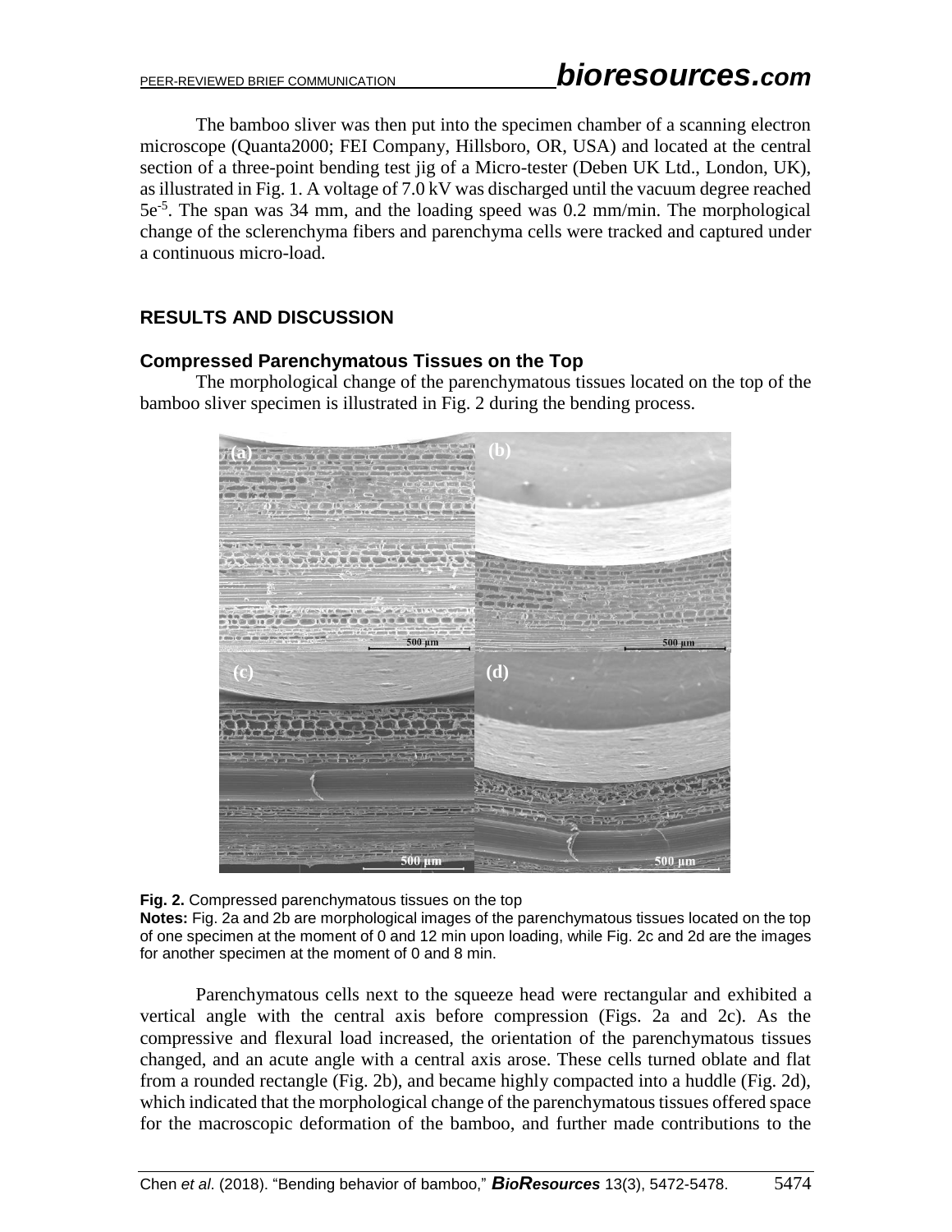The bamboo sliver was then put into the specimen chamber of a scanning electron microscope (Quanta2000; FEI Company, Hillsboro, OR, USA) and located at the central section of a three-point bending test jig of a Micro-tester (Deben UK Ltd., London, UK), as illustrated in Fig. 1. A voltage of 7.0 kV was discharged until the vacuum degree reached $5e^{-5}$. The span was 34 mm, and the loading speed was 0.2 mm/min. The morphological change of the sclerenchyma fibers and parenchyma cells were tracked and captured under a continuous micro-load.

## RESULTS AND DISCUSSION

### Compressed Parenchymatous Tissues on the Top

The morphological change of the parenchymatous tissues located on the top of the bamboo sliver specimen is illustrated in Fig. 2 during the bending process.

**Fig. 2.** Compressed parenchymatous tissues on the top

**Notes:** Fig. 2a and 2b are morphological images of the parenchymatous tissues located on the top of one specimen at the moment of 0 and 12 min upon loading, while Fig. 2c and 2d are the images for another specimen at the moment of 0 and 8 min.

Parenchymatous cells next to the squeeze head were rectangular and exhibited a vertical angle with the central axis before compression (Figs. 2a and 2c). As the compressive and flexural load increased, the orientation of the parenchymatous tissues changed, and an acute angle with a central axis arose. These cells turned oblate and flat from a rounded rectangle (Fig. 2b), and became highly compacted into a huddle (Fig. 2d), which indicated that the morphological change of the parenchymatous tissues offered space for the macroscopic deformation of the bamboo, and further made contributions to the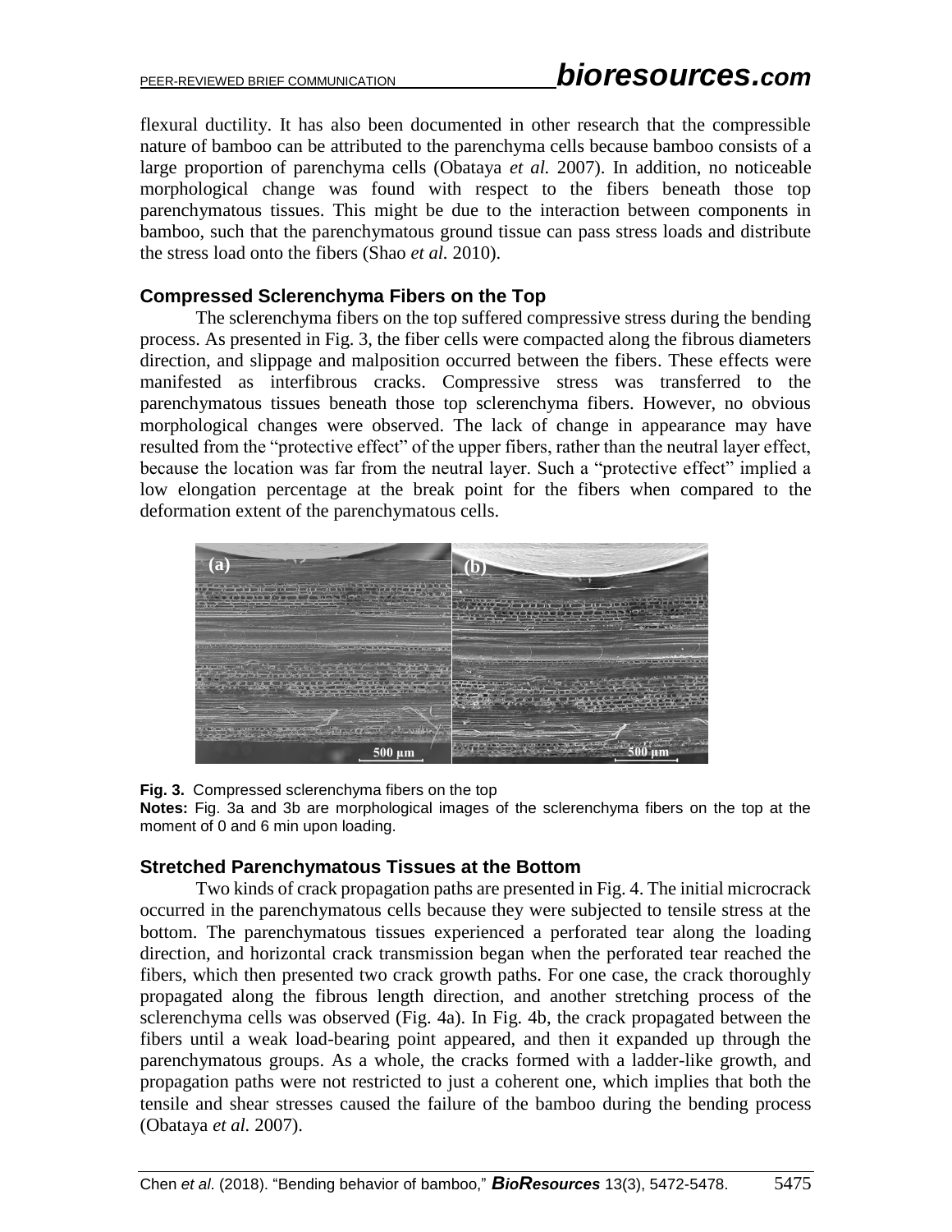flexural ductility. It has also been documented in other research that the compressible nature of bamboo can be attributed to the parenchyma cells because bamboo consists of a large proportion of parenchyma cells (Obataya *et al.* 2007). In addition, no noticeable morphological change was found with respect to the fibers beneath those top parenchymatous tissues. This might be due to the interaction between components in bamboo, such that the parenchymatous ground tissue can pass stress loads and distribute the stress load onto the fibers (Shao *et al.* 2010).

### Compressed Sclerenchyma Fibers on the Top

The sclerenchyma fibers on the top suffered compressive stress during the bending process. As presented in Fig. 3, the fiber cells were compacted along the fibrous diameters direction, and slippage and malposition occurred between the fibers. These effects were manifested as interfibrous cracks. Compressive stress was transferred to the parenchymatous tissues beneath those top sclerenchyma fibers. However, no obvious morphological changes were observed. The lack of change in appearance may have resulted from the "protective effect" of the upper fibers, rather than the neutral layer effect, because the location was far from the neutral layer. Such a "protective effect" implied a low elongation percentage at the break point for the fibers when compared to the deformation extent of the parenchymatous cells.

**Fig. 3.** Compressed sclerenchyma fibers on the top

**Notes:** Fig. 3a and 3b are morphological images of the sclerenchyma fibers on the top at the moment of 0 and 6 min upon loading.

### Stretched Parenchymatous Tissues at the Bottom

Two kinds of crack propagation paths are presented in Fig. 4. The initial microcrack occurred in the parenchymatous cells because they were subjected to tensile stress at the bottom. The parenchymatous tissues experienced a perforated tear along the loading direction, and horizontal crack transmission began when the perforated tear reached the fibers, which then presented two crack growth paths. For one case, the crack thoroughly propagated along the fibrous length direction, and another stretching process of the sclerenchyma cells was observed (Fig. 4a). In Fig. 4b, the crack propagated between the fibers until a weak load-bearing point appeared, and then it expanded up through the parenchymatous groups. As a whole, the cracks formed with a ladder-like growth, and propagation paths were not restricted to just a coherent one, which implies that both the tensile and shear stresses caused the failure of the bamboo during the bending process (Obataya *et al.* 2007).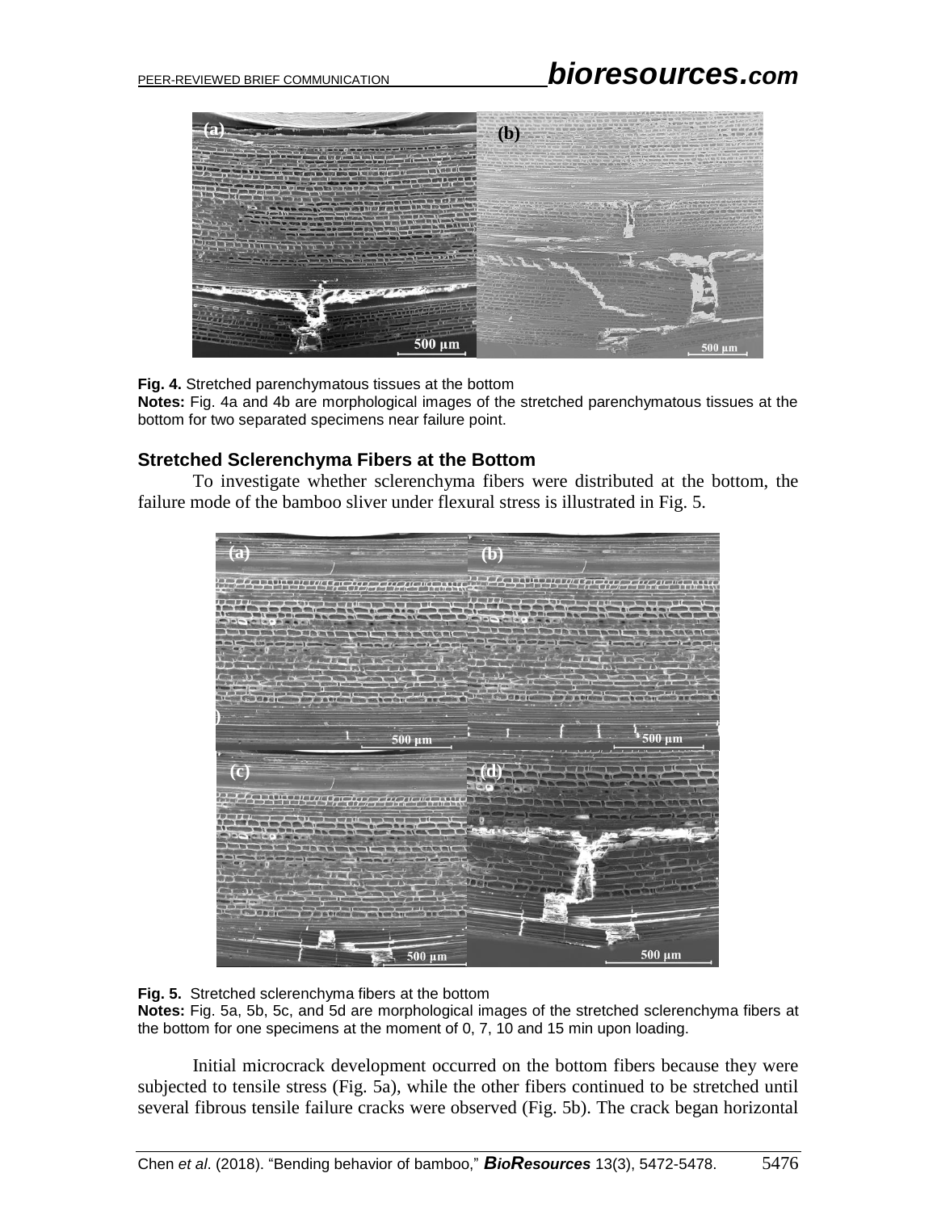**Fig. 4.** Stretched parenchymatous tissues at the bottom

**Notes:** Fig. 4a and 4b are morphological images of the stretched parenchymatous tissues at the bottom for two separated specimens near failure point.

### Stretched Sclerenchyma Fibers at the Bottom

To investigate whether sclerenchyma fibers were distributed at the bottom, the failure mode of the bamboo sliver under flexural stress is illustrated in Fig. 5.

**Fig. 5.** Stretched sclerenchyma fibers at the bottom

**Notes:** Fig. 5a, 5b, 5c, and 5d are morphological images of the stretched sclerenchyma fibers at the bottom for one specimens at the moment of 0, 7, 10 and 15 min upon loading.

Initial microcrack development occurred on the bottom fibers because they were subjected to tensile stress (Fig. 5a), while the other fibers continued to be stretched until several fibrous tensile failure cracks were observed (Fig. 5b). The crack began horizontal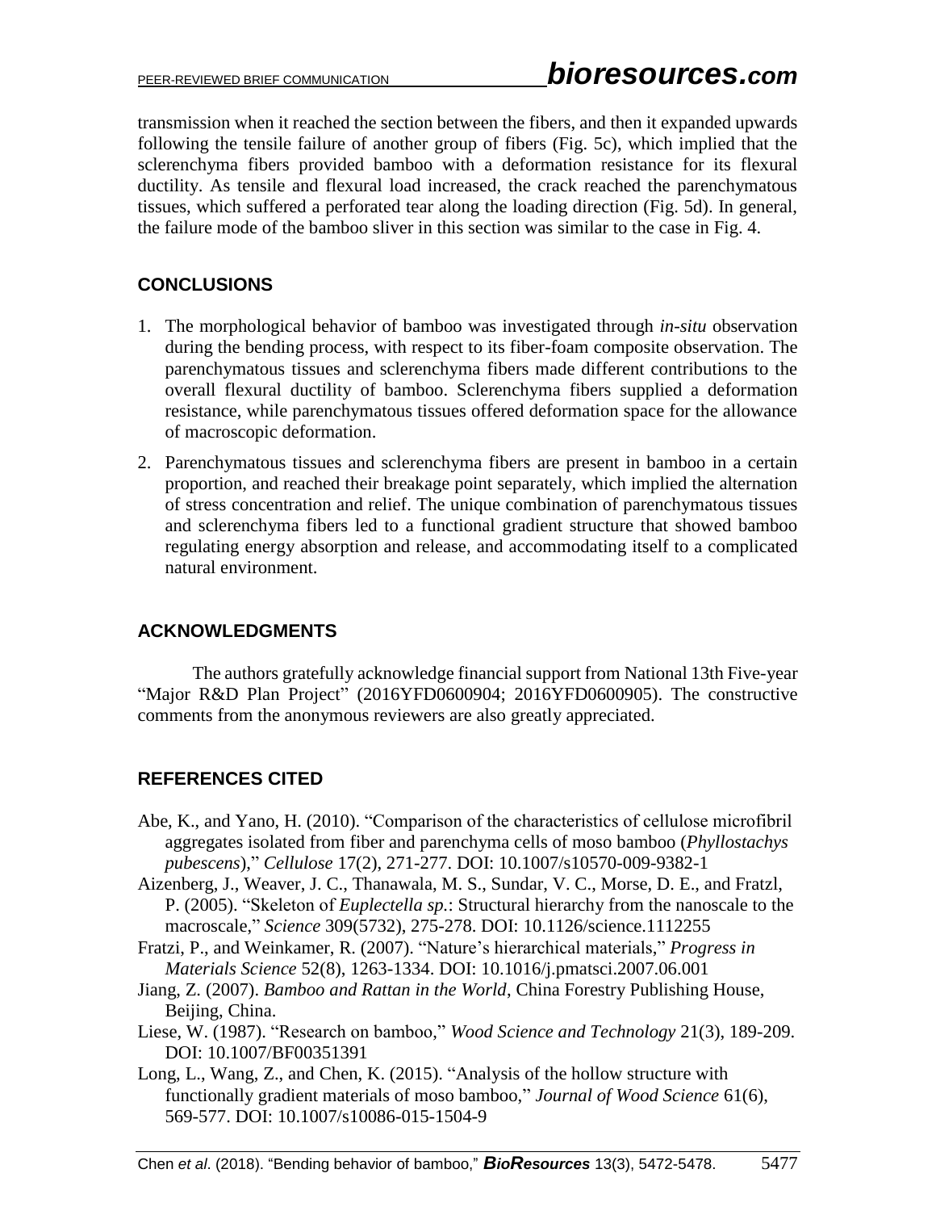transmission when it reached the section between the fibers, and then it expanded upwards following the tensile failure of another group of fibers (Fig. 5c), which implied that the sclerenchyma fibers provided bamboo with a deformation resistance for its flexural ductility. As tensile and flexural load increased, the crack reached the parenchymatous tissues, which suffered a perforated tear along the loading direction (Fig. 5d). In general, the failure mode of the bamboo sliver in this section was similar to the case in Fig. 4.

## CONCLUSIONS

1. The morphological behavior of bamboo was investigated through *in-situ* observation during the bending process, with respect to its fiber-foam composite observation. The parenchymatous tissues and sclerenchyma fibers made different contributions to the overall flexural ductility of bamboo. Sclerenchyma fibers supplied a deformation resistance, while parenchymatous tissues offered deformation space for the allowance of macroscopic deformation.
2. Parenchymatous tissues and sclerenchyma fibers are present in bamboo in a certain proportion, and reached their breakage point separately, which implied the alternation of stress concentration and relief. The unique combination of parenchymatous tissues and sclerenchyma fibers led to a functional gradient structure that showed bamboo regulating energy absorption and release, and accommodating itself to a complicated natural environment.

## ACKNOWLEDGMENTS

The authors gratefully acknowledge financial support from National 13th Five-year "Major R&D Plan Project" (2016YFD0600904; 2016YFD0600905). The constructive comments from the anonymous reviewers are also greatly appreciated.

## REFERENCES CITED

Abe, K., and Yano, H. (2010). "Comparison of the characteristics of cellulose microfibril aggregates isolated from fiber and parenchyma cells of moso bamboo (*Phyllostachys pubescens*)," *Cellulose* 17(2), 271-277. DOI: 10.1007/s10570-009-9382-1

Aizenberg, J., Weaver, J. C., Thanawala, M. S., Sundar, V. C., Morse, D. E., and Fratzl, P. (2005). "Skeleton of *Euplectella sp.*: Structural hierarchy from the nanoscale to the macroscale," *Science* 309(5732), 275-278. DOI: 10.1126/science.1112255

Fratzi, P., and Weinkamer, R. (2007). "Nature's hierarchical materials," *Progress in Materials Science* 52(8), 1263-1334. DOI: 10.1016/j.pmatsci.2007.06.001

Jiang, Z. (2007). *Bamboo and Rattan in the World*, China Forestry Publishing House, Beijing, China.

Liese, W. (1987). "Research on bamboo," *Wood Science and Technology* 21(3), 189-209. DOI: 10.1007/BF00351391

Long, L., Wang, Z., and Chen, K. (2015). "Analysis of the hollow structure with functionally gradient materials of moso bamboo," *Journal of Wood Science* 61(6), 569-577. DOI: 10.1007/s10086-015-1504-9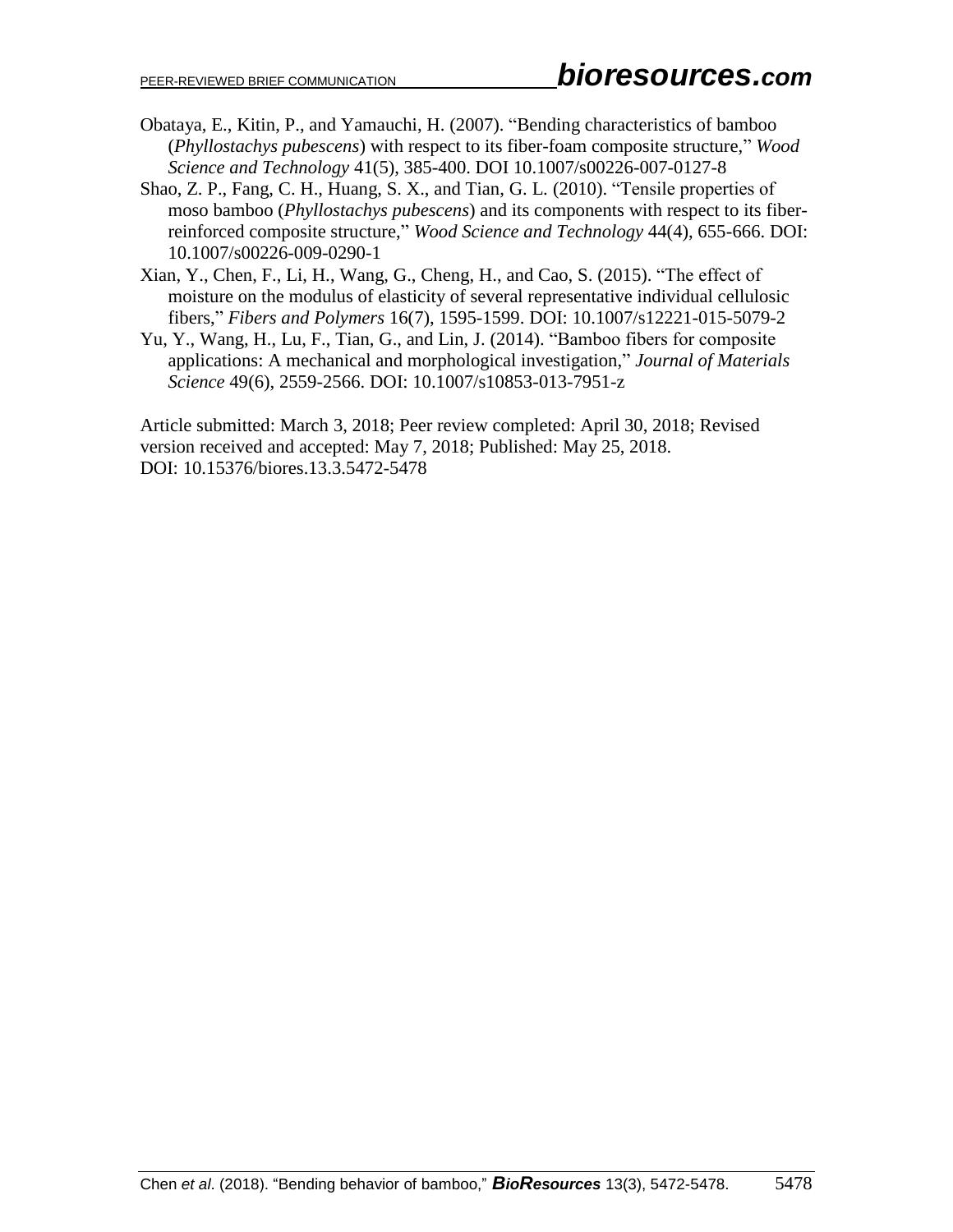Obataya, E., Kitin, P., and Yamauchi, H. (2007). "Bending characteristics of bamboo (*Phyllostachys pubescens*) with respect to its fiber-foam composite structure," *Wood Science and Technology* 41(5), 385-400. DOI 10.1007/s00226-007-0127-8

Shao, Z. P., Fang, C. H., Huang, S. X., and Tian, G. L. (2010). "Tensile properties of moso bamboo (*Phyllostachys pubescens*) and its components with respect to its fiber-reinforced composite structure," *Wood Science and Technology* 44(4), 655-666. DOI: 10.1007/s00226-009-0290-1

Xian, Y., Chen, F., Li, H., Wang, G., Cheng, H., and Cao, S. (2015). "The effect of moisture on the modulus of elasticity of several representative individual cellulosic fibers," *Fibers and Polymers* 16(7), 1595-1599. DOI: 10.1007/s12221-015-5079-2

Yu, Y., Wang, H., Lu, F., Tian, G., and Lin, J. (2014). "Bamboo fibers for composite applications: A mechanical and morphological investigation," *Journal of Materials Science* 49(6), 2559-2566. DOI: 10.1007/s10853-013-7951-z

Article submitted: March 3, 2018; Peer review completed: April 30, 2018; Revised version received and accepted: May 7, 2018; Published: May 25, 2018.
DOI: 10.15376/biores.13.3.5472-5478